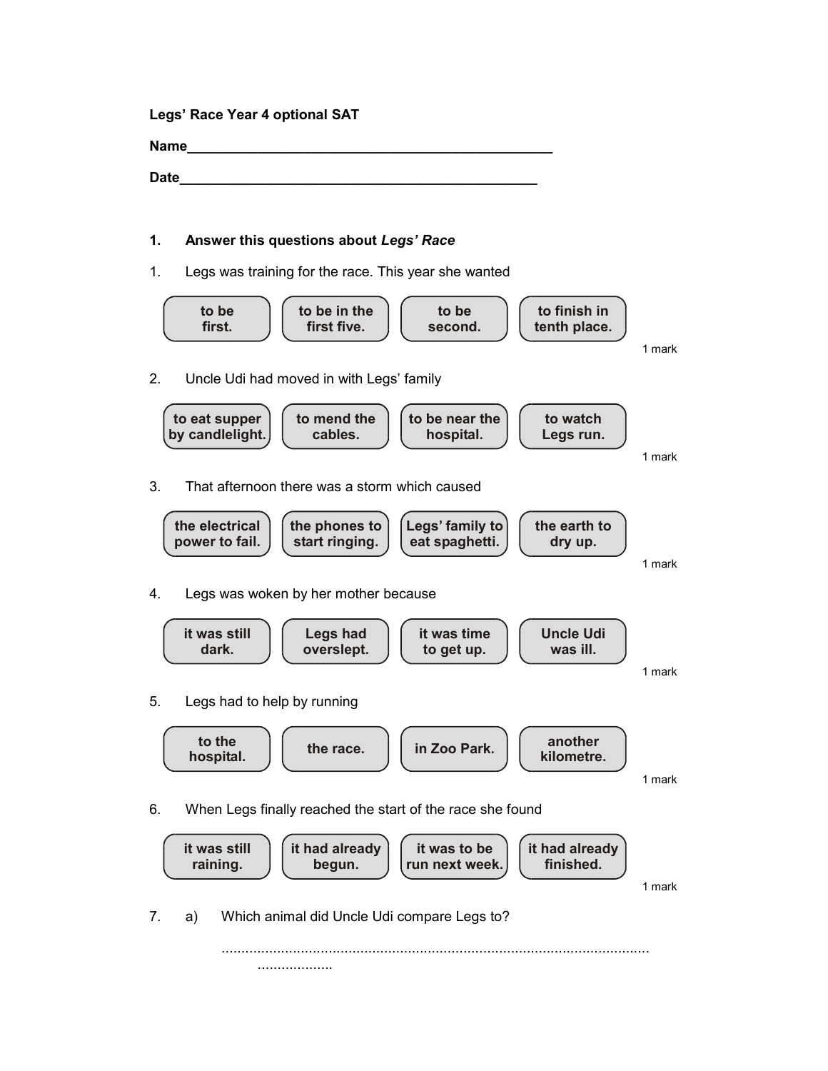**Legs' Race Year 4 optional SAT**

**Name**\_\_\_\_\_\_\_\_\_\_\_\_\_\_\_\_\_\_\_\_\_\_\_\_\_\_\_\_\_\_\_\_\_\_\_\_\_\_\_\_\_\_\_\_\_\_

**Date**\_\_\_\_\_\_\_\_\_\_\_\_\_\_\_\_\_\_\_\_\_\_\_\_\_\_\_\_\_\_\_\_\_\_\_\_\_\_\_\_\_\_\_\_\_\_

**1. Answer this questions about *Legs' Race***

1. Legs was training for the race. This year she wanted

| to be first. | to be in the first five. | to be second. | to finish in tenth place. |
|---|---|---|---|

1 mark

2. Uncle Udi had moved in with Legs' family

| to eat supper by candlelight. | to mend the cables. | to be near the hospital. | to watch Legs run. |
|---|---|---|---|

1 mark

3. That afternoon there was a storm which caused

| the electrical power to fail. | the phones to start ringing. | Legs' family to eat spaghetti. | the earth to dry up. |
|---|---|---|---|

1 mark

4. Legs was woken by her mother because

| it was still dark. | Legs had overslept. | it was time to get up. | Uncle Udi was ill. |
|---|---|---|---|

1 mark

5. Legs had to help by running

| to the hospital. | the race. | in Zoo Park. | another kilometre. |
|---|---|---|---|

1 mark

6. When Legs finally reached the start of the race she found

| it was still raining. | it had already begun. | it was to be run next week. | it had already finished. |
|---|---|---|---|

1 mark

7. a) Which animal did Uncle Udi compare Legs to?

..............................................................................................................
...................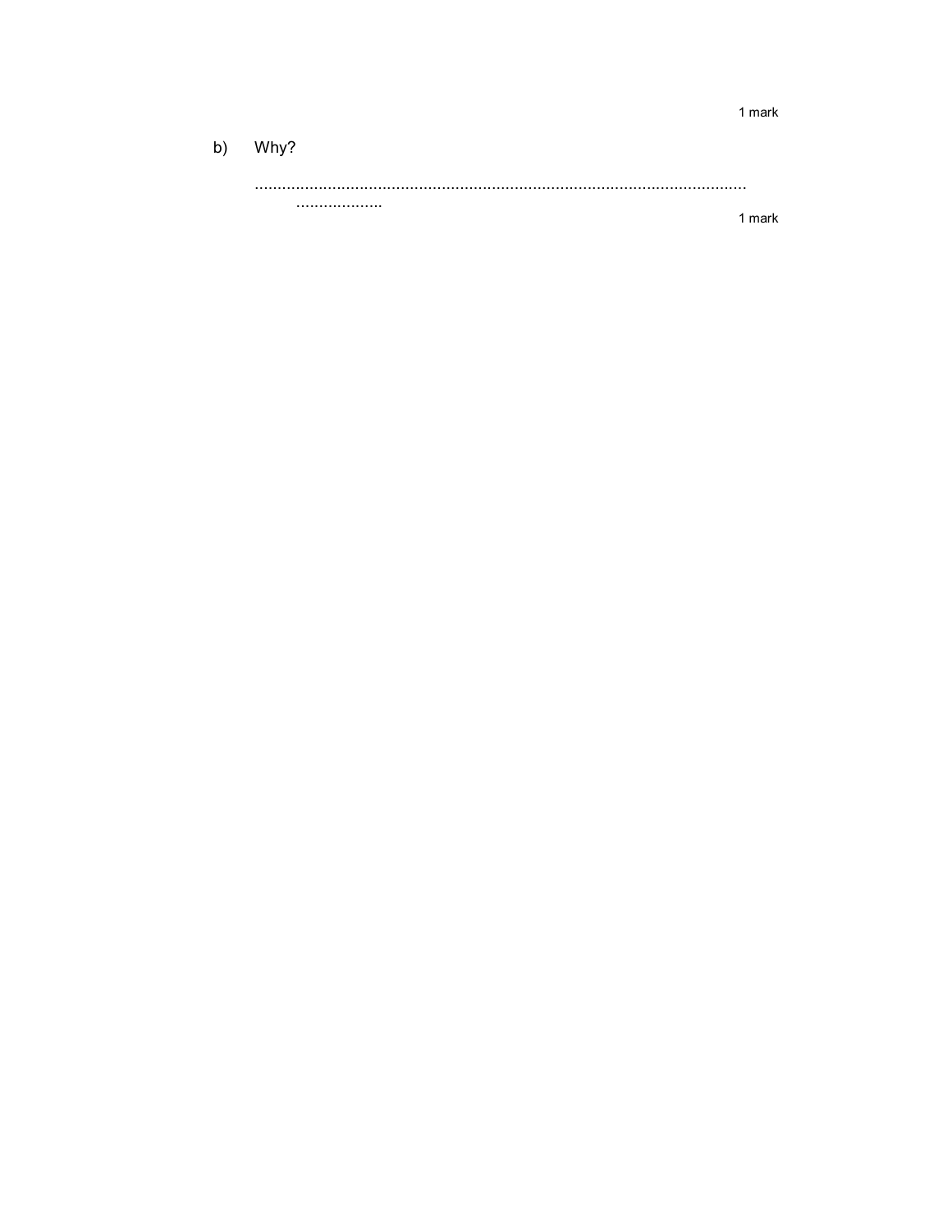1 mark

b) Why?

..........................................................................................................
..................

1 mark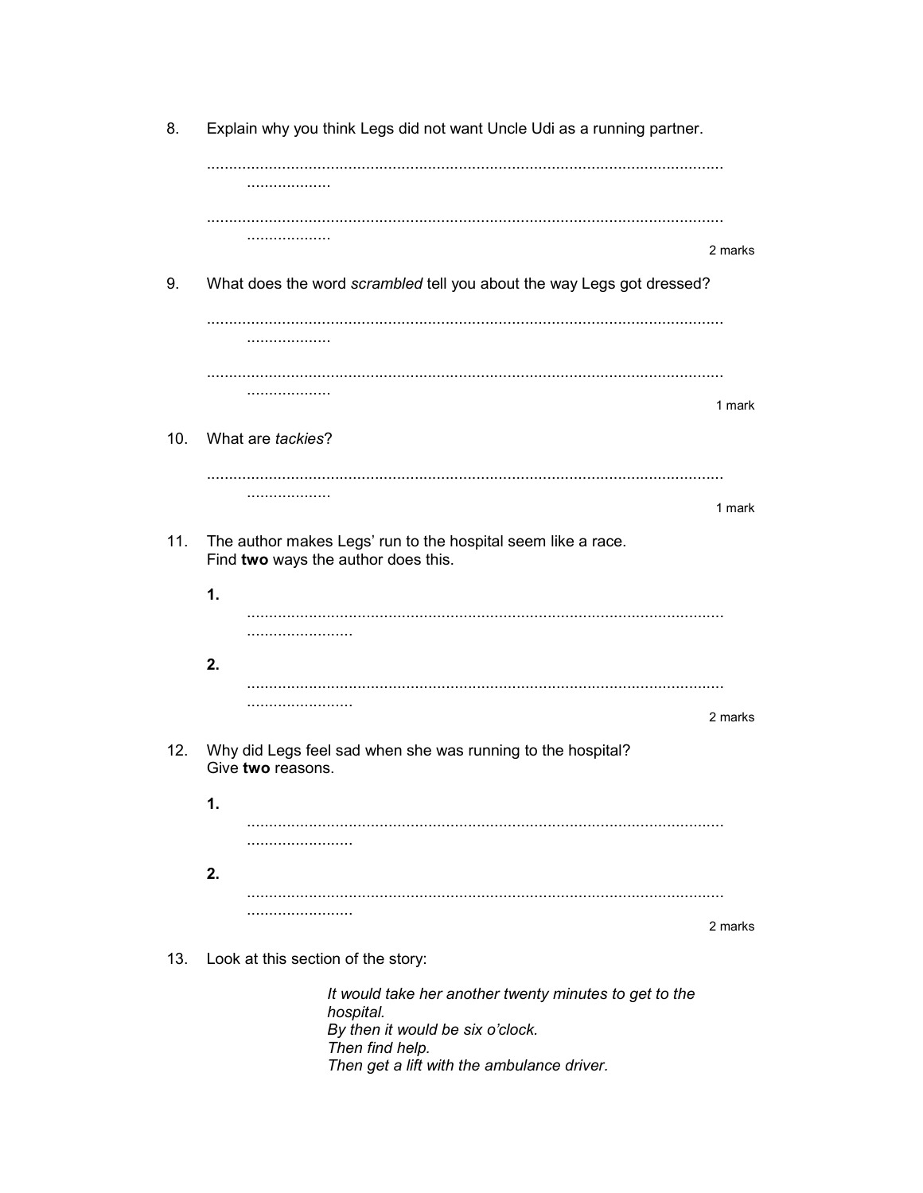8. Explain why you think Legs did not want Uncle Udi as a running partner.

.....................................................................................................................................

.....................................................................................................................................

2 marks

9. What does the word *scrambled* tell you about the way Legs got dressed?

.....................................................................................................................................

.....................................................................................................................................

1 mark

10. What are *tackies*?

.....................................................................................................................................

1 mark

11. The author makes Legs' run to the hospital seem like a race.
Find **two** ways the author does this.

**1.** .....................................................................................................................................

**2.** .....................................................................................................................................

2 marks

12. Why did Legs feel sad when she was running to the hospital?
Give **two** reasons.

**1.** .....................................................................................................................................

**2.** .....................................................................................................................................

2 marks

13. Look at this section of the story:

> *It would take her another twenty minutes to get to the hospital.*
> *By then it would be six o'clock.*
> *Then find help.*
> *Then get a lift with the ambulance driver.*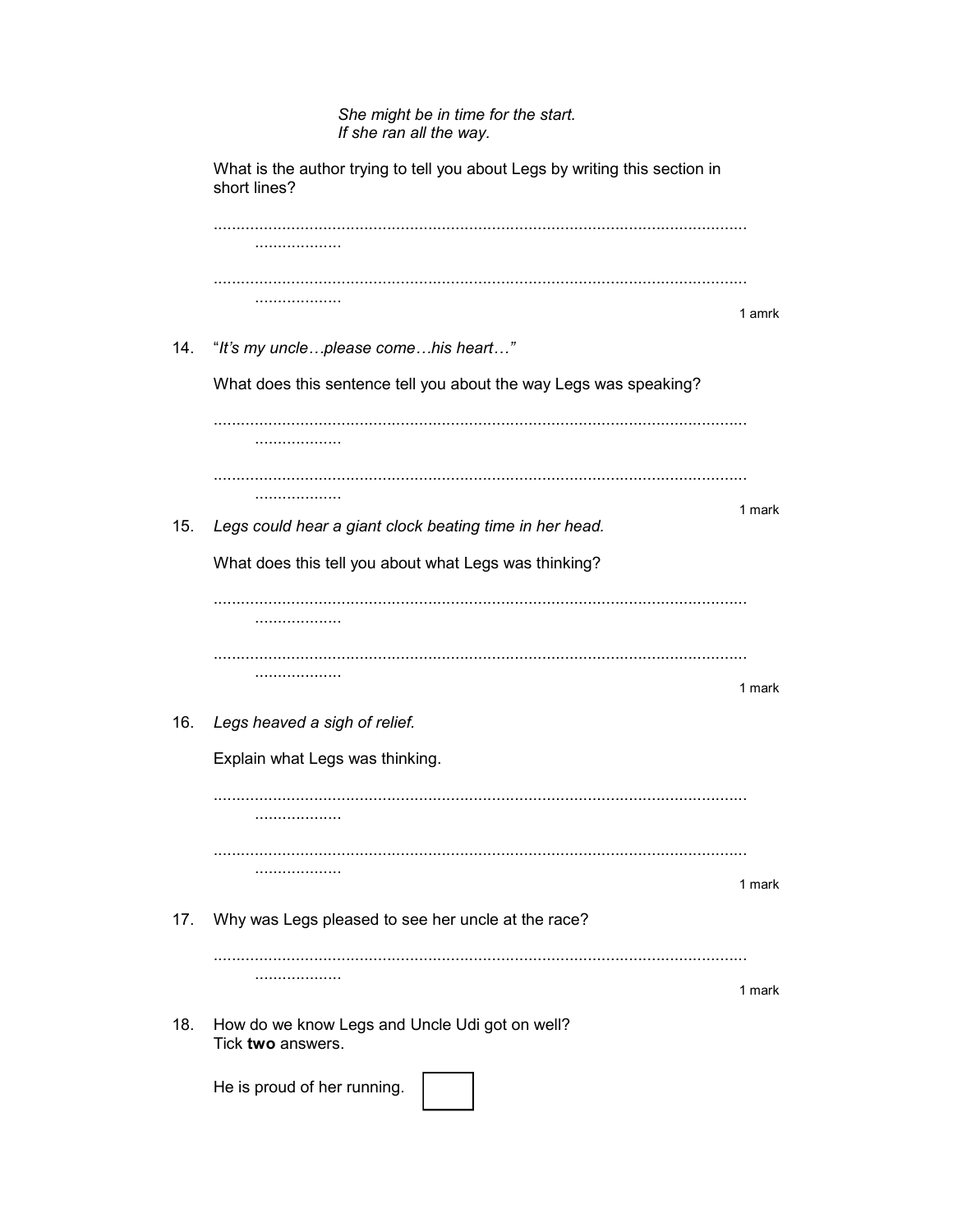*She might be in time for the start.*
*If she ran all the way.*

What is the author trying to tell you about Legs by writing this section in short lines?

......................................................................................................................
...................

......................................................................................................................
...................

1 amrk

14. "*It's my uncle…please come…his heart…"*

What does this sentence tell you about the way Legs was speaking?

......................................................................................................................
...................

......................................................................................................................
...................

1 mark

15. *Legs could hear a giant clock beating time in her head.*

What does this tell you about what Legs was thinking?

......................................................................................................................
...................

......................................................................................................................
...................

1 mark

16. *Legs heaved a sigh of relief.*

Explain what Legs was thinking.

......................................................................................................................
...................

......................................................................................................................
...................

1 mark

17. Why was Legs pleased to see her uncle at the race?

......................................................................................................................
...................

1 mark

18. How do we know Legs and Uncle Udi got on well?
Tick **two** answers.

He is proud of her running. ☐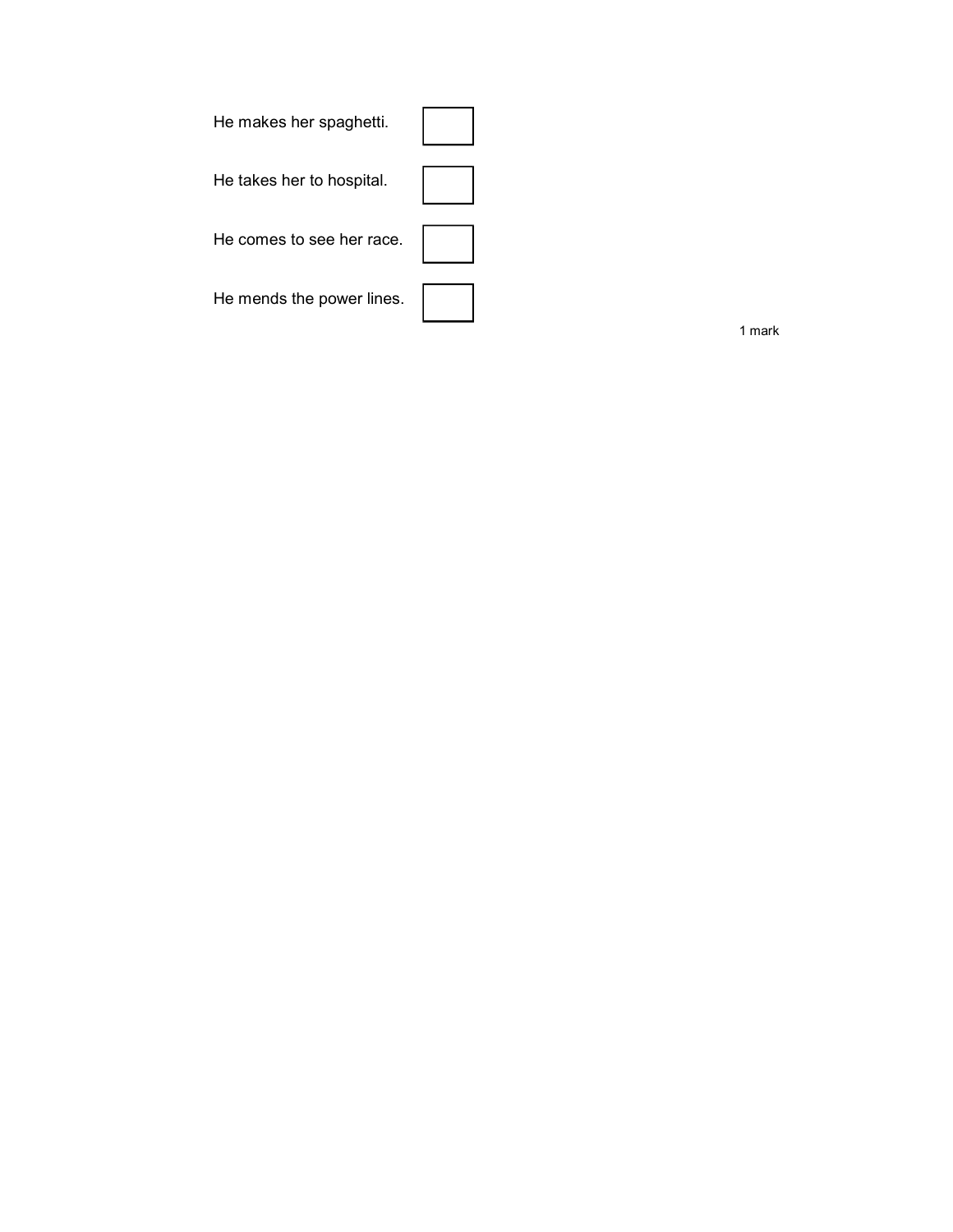He makes her spaghetti. ☐

He takes her to hospital. ☐

He comes to see her race. ☐

He mends the power lines. ☐

1 mark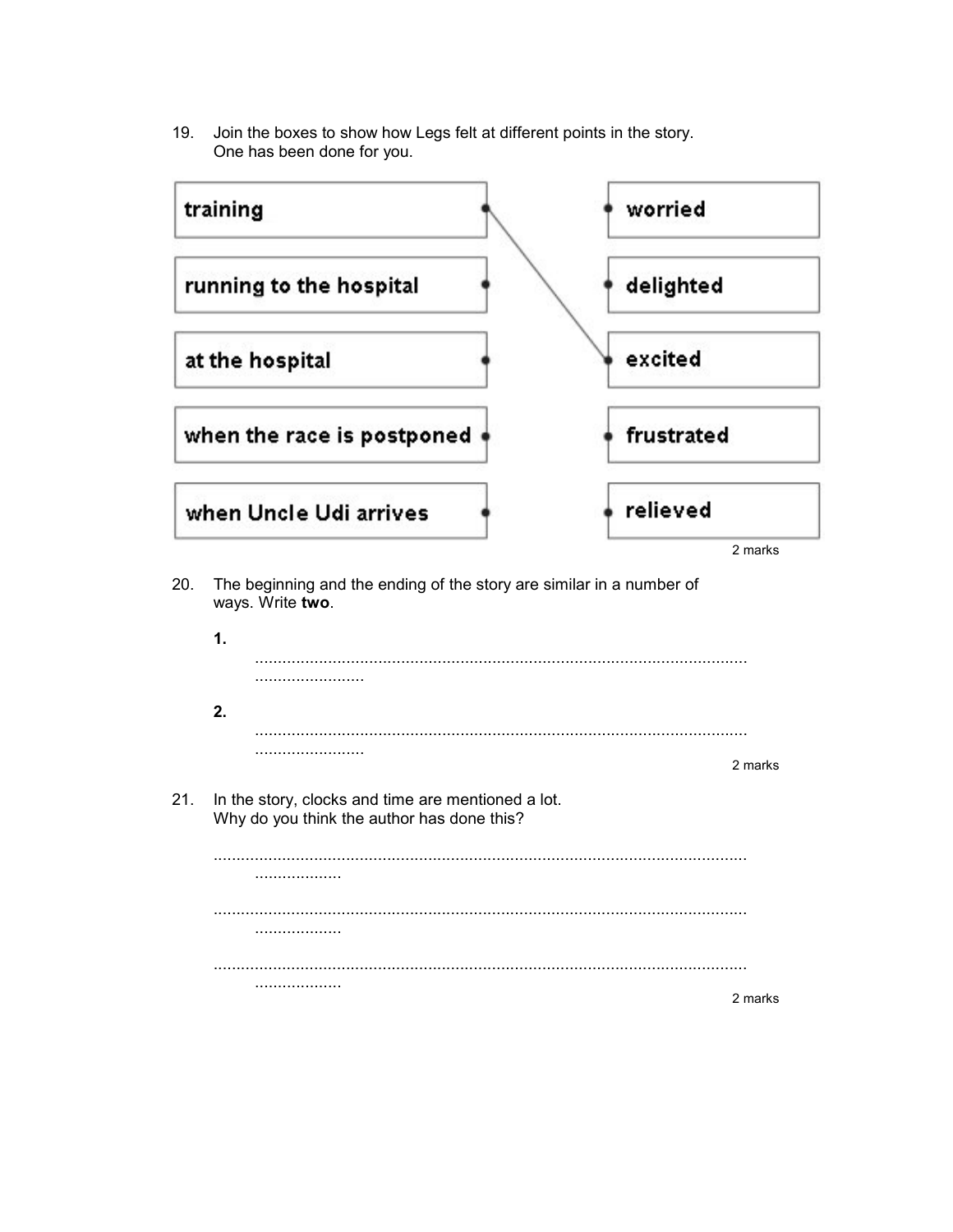19. Join the boxes to show how Legs felt at different points in the story. One has been done for you.

| | |
|---|---|
| training | worried |
| running to the hospital | delighted |
| at the hospital | excited |
| when the race is postponed | frustrated |
| when Uncle Udi arrives | relieved |

(training — excited)

2 marks

20. The beginning and the ending of the story are similar in a number of ways. Write **two**.

**1.** ............................................................................................................ ........................

**2.** ............................................................................................................ ........................

2 marks

21. In the story, clocks and time are mentioned a lot. Why do you think the author has done this?

..................................................................................................................... ...................

..................................................................................................................... ...................

..................................................................................................................... ...................

2 marks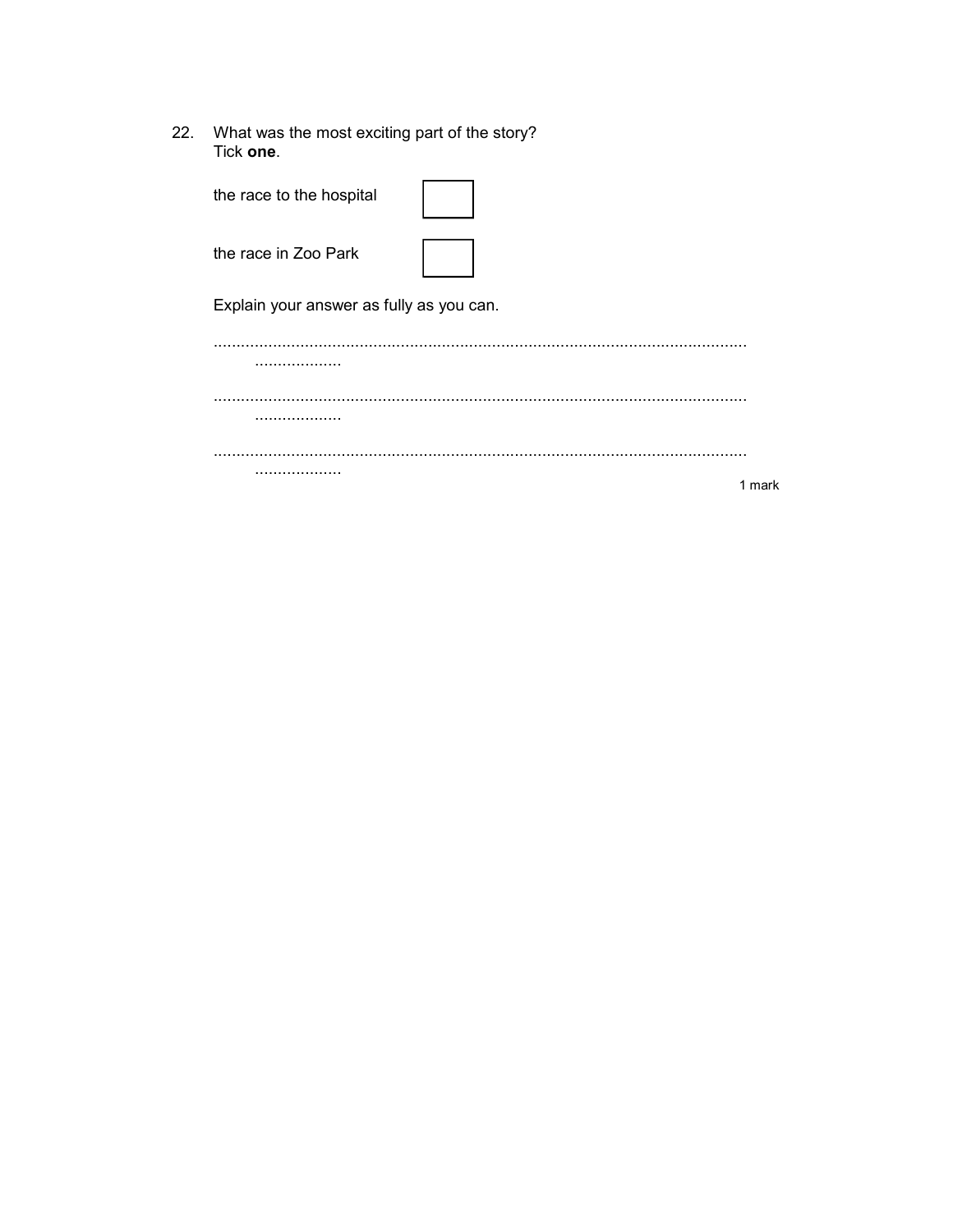22. What was the most exciting part of the story?
Tick **one**.

the race to the hospital ☐

the race in Zoo Park ☐

Explain your answer as fully as you can.

.....................................................................................................................
...................

.....................................................................................................................
...................

.....................................................................................................................
...................

1 mark